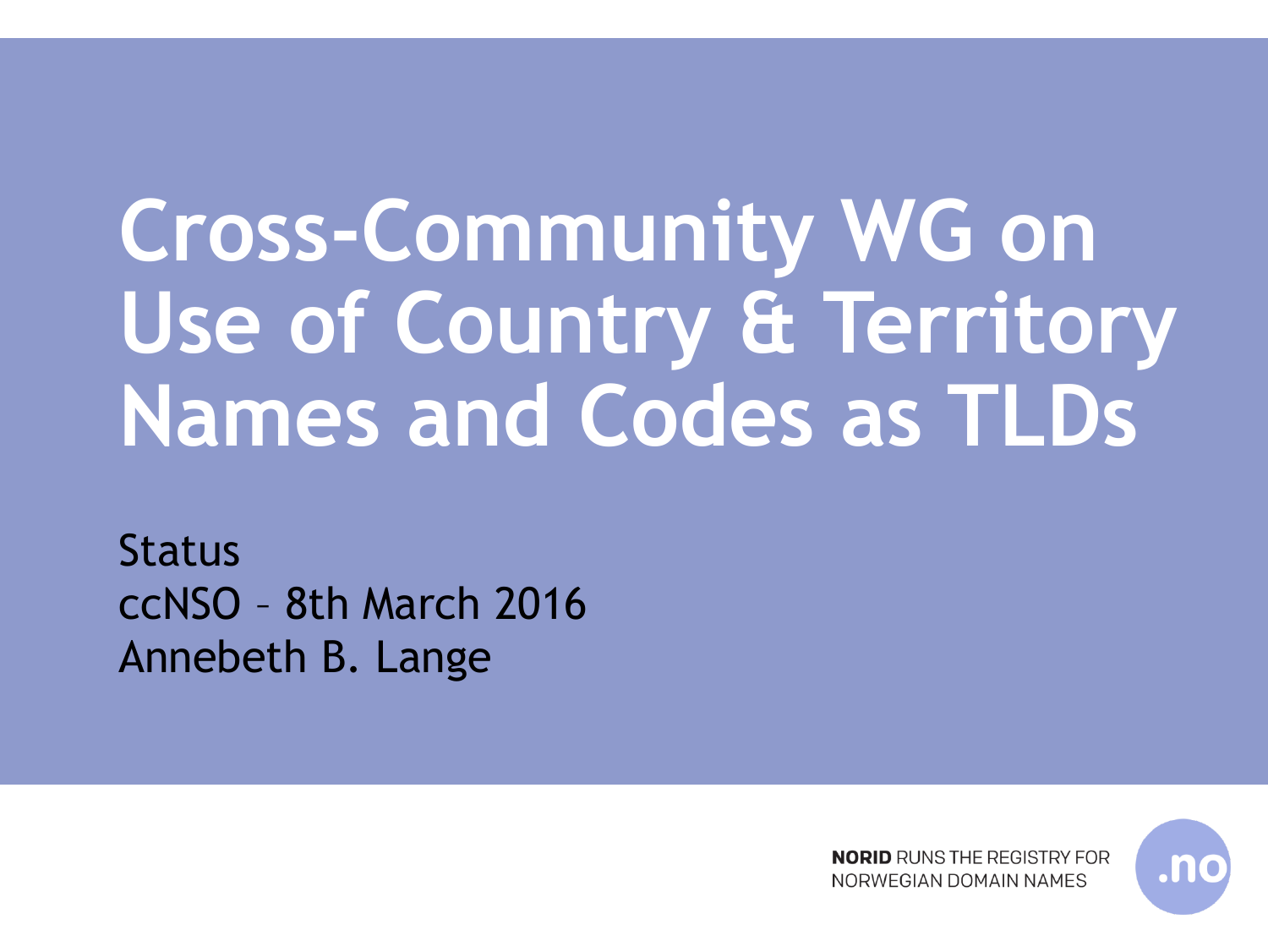# Cross-Community WG on Use of Country & Territory Names and Codes as TLDs

Status
ccNSO – 8th March 2016
Annebeth B. Lange

**NORID** RUNS THE REGISTRY FOR NORWEGIAN DOMAIN NAMES

.no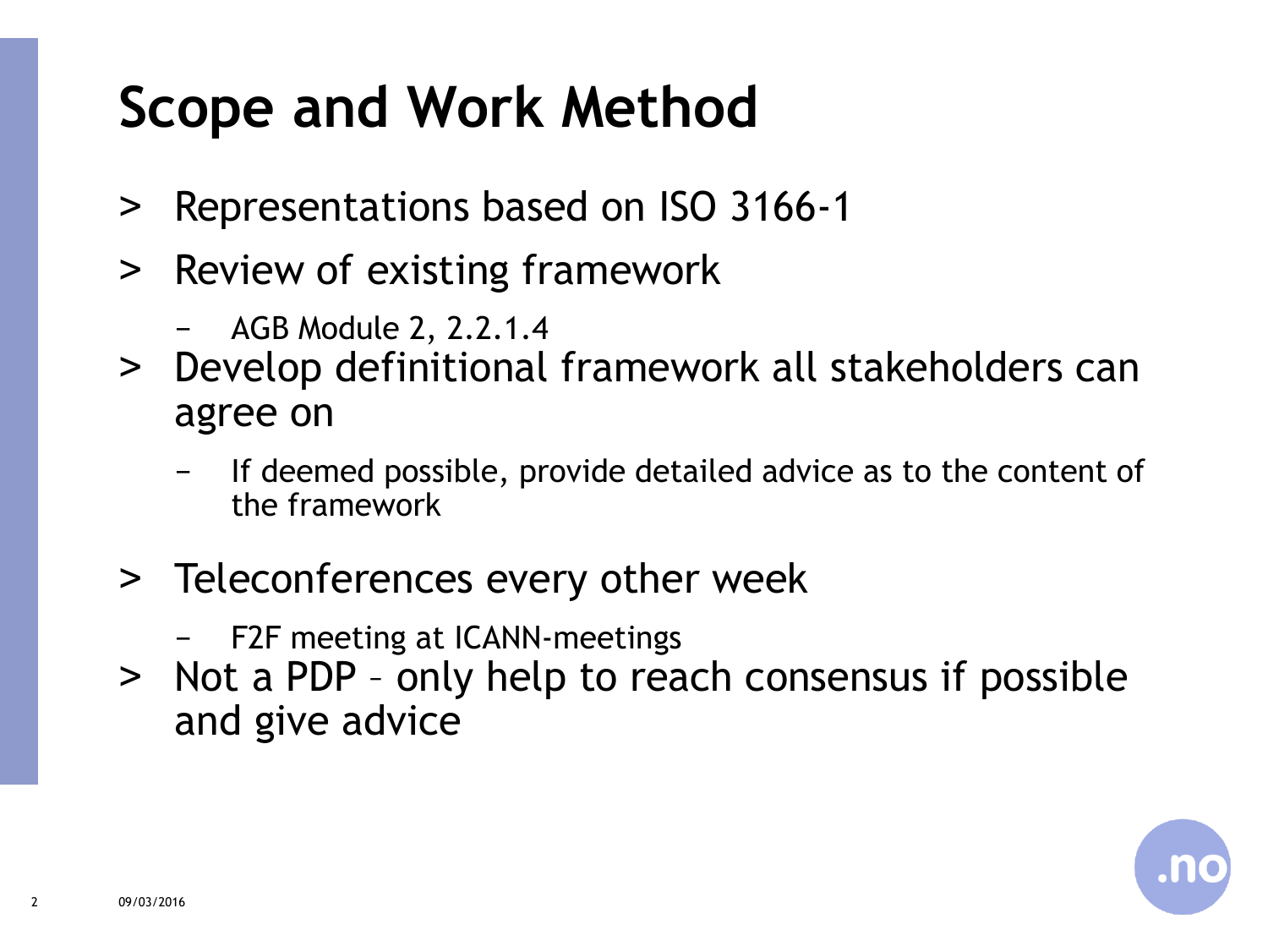# Scope and Work Method

- Representations based on ISO 3166-1
- Review of existing framework
  - AGB Module 2, 2.2.1.4
- Develop definitional framework all stakeholders can agree on
  - If deemed possible, provide detailed advice as to the content of the framework
- Teleconferences every other week
  - F2F meeting at ICANN-meetings
- Not a PDP – only help to reach consensus if possible and give advice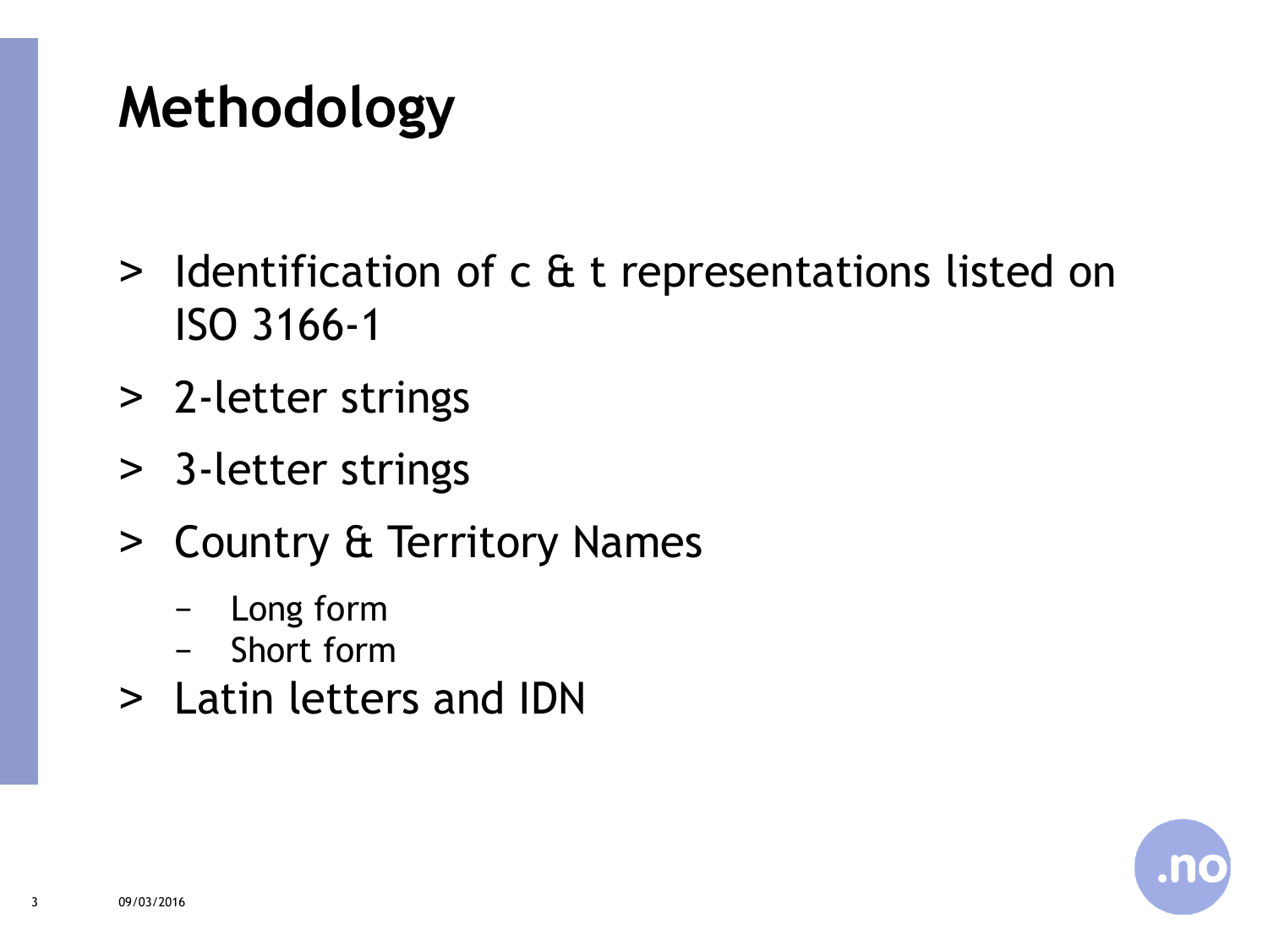# Methodology

- Identification of c & t representations listed on ISO 3166-1
- 2-letter strings
- 3-letter strings
- Country & Territory Names
  - Long form
  - Short form
- Latin letters and IDN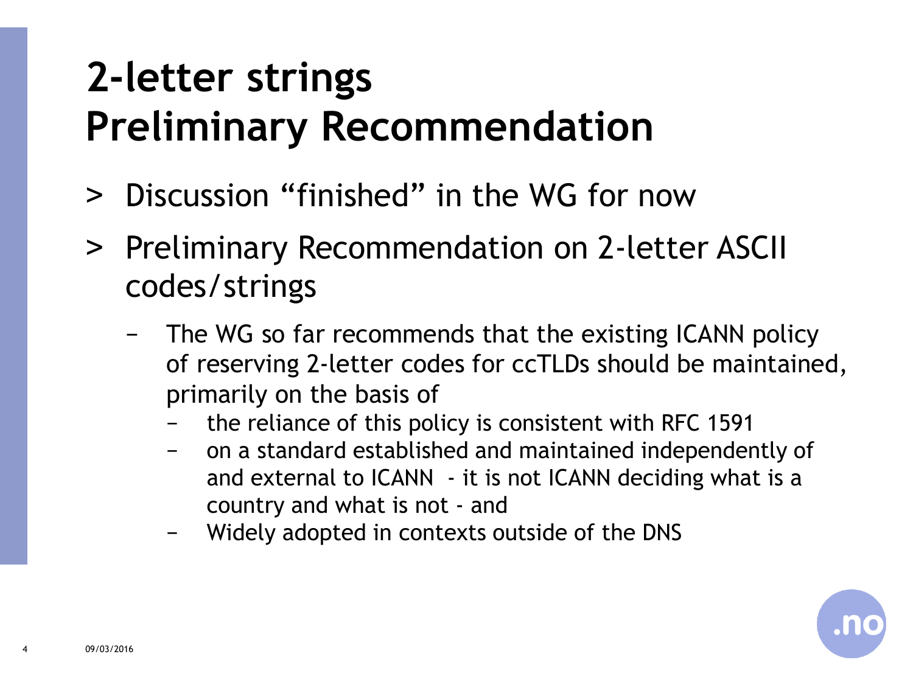# 2-letter strings
# Preliminary Recommendation

> Discussion "finished" in the WG for now

> Preliminary Recommendation on 2-letter ASCII codes/strings

- The WG so far recommends that the existing ICANN policy of reserving 2-letter codes for ccTLDs should be maintained, primarily on the basis of
  - the reliance of this policy is consistent with RFC 1591
  - on a standard established and maintained independently of and external to ICANN - it is not ICANN deciding what is a country and what is not - and
  - Widely adopted in contexts outside of the DNS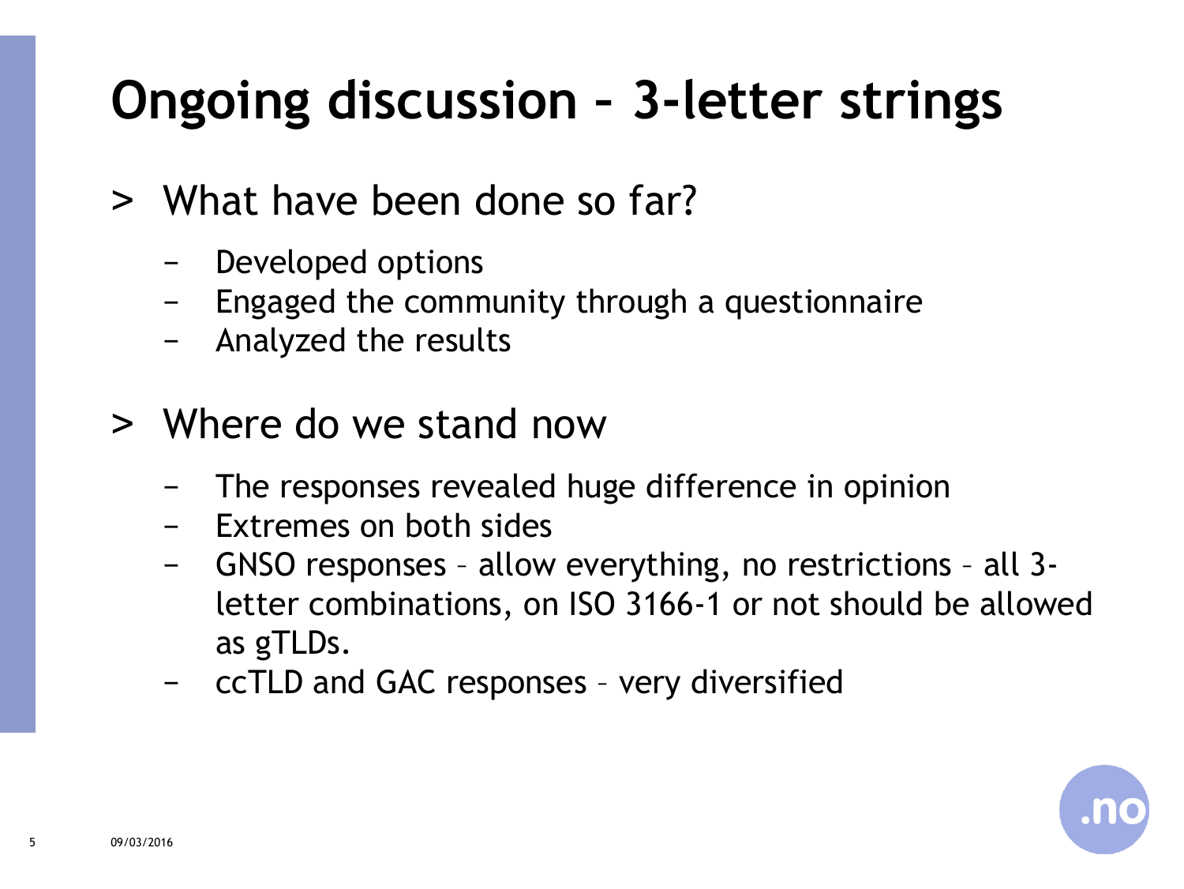# Ongoing discussion – 3-letter strings

- What have been done so far?
  - Developed options
  - Engaged the community through a questionnaire
  - Analyzed the results

- Where do we stand now
  - The responses revealed huge difference in opinion
  - Extremes on both sides
  - GNSO responses – allow everything, no restrictions – all 3-letter combinations, on ISO 3166-1 or not should be allowed as gTLDs.
  - ccTLD and GAC responses – very diversified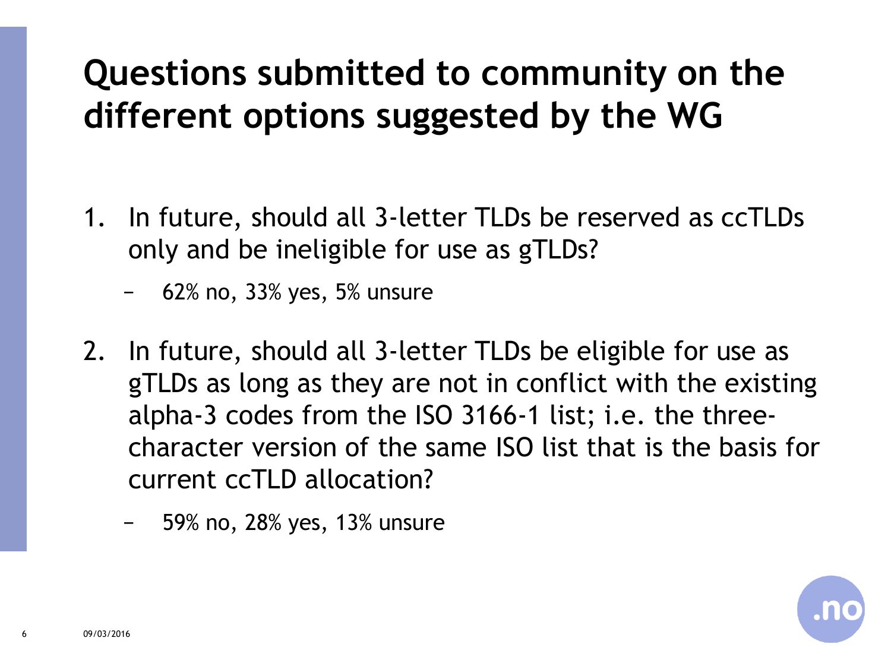# Questions submitted to community on the different options suggested by the WG

1. In future, should all 3-letter TLDs be reserved as ccTLDs only and be ineligible for use as gTLDs?
   - 62% no, 33% yes, 5% unsure
2. In future, should all 3-letter TLDs be eligible for use as gTLDs as long as they are not in conflict with the existing alpha-3 codes from the ISO 3166-1 list; i.e. the three-character version of the same ISO list that is the basis for current ccTLD allocation?
   - 59% no, 28% yes, 13% unsure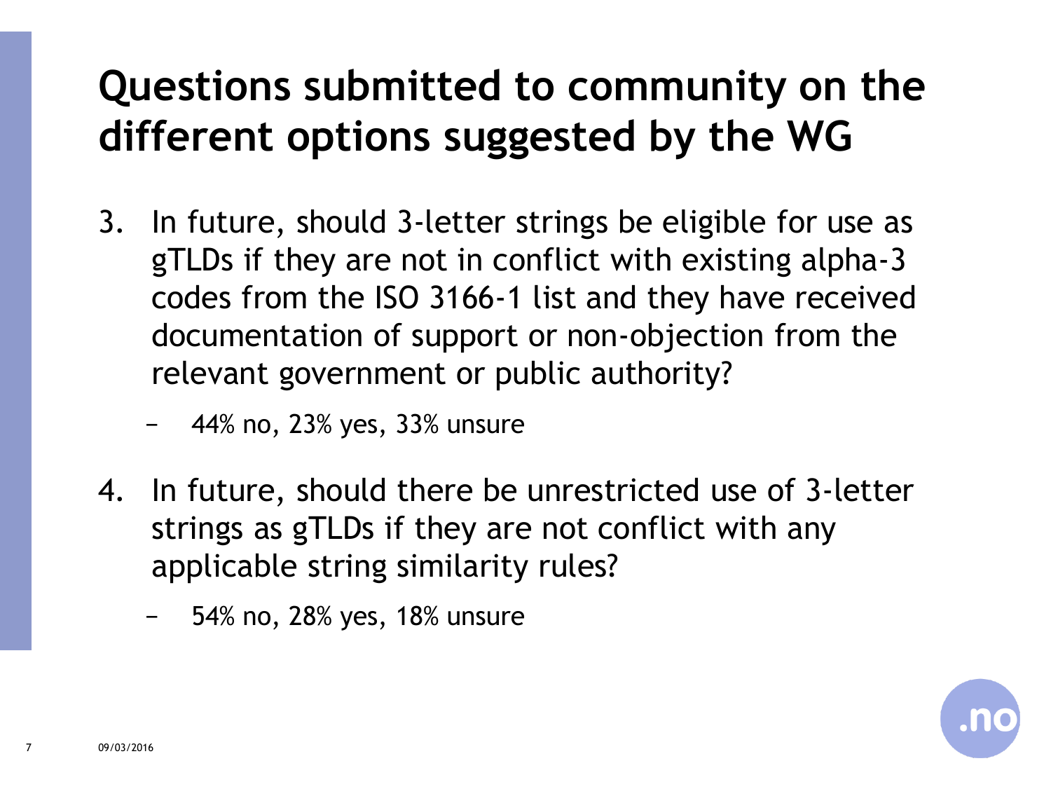# Questions submitted to community on the different options suggested by the WG

3. In future, should 3-letter strings be eligible for use as gTLDs if they are not in conflict with existing alpha-3 codes from the ISO 3166-1 list and they have received documentation of support or non-objection from the relevant government or public authority?
   - 44% no, 23% yes, 33% unsure
4. In future, should there be unrestricted use of 3-letter strings as gTLDs if they are not conflict with any applicable string similarity rules?
   - 54% no, 28% yes, 18% unsure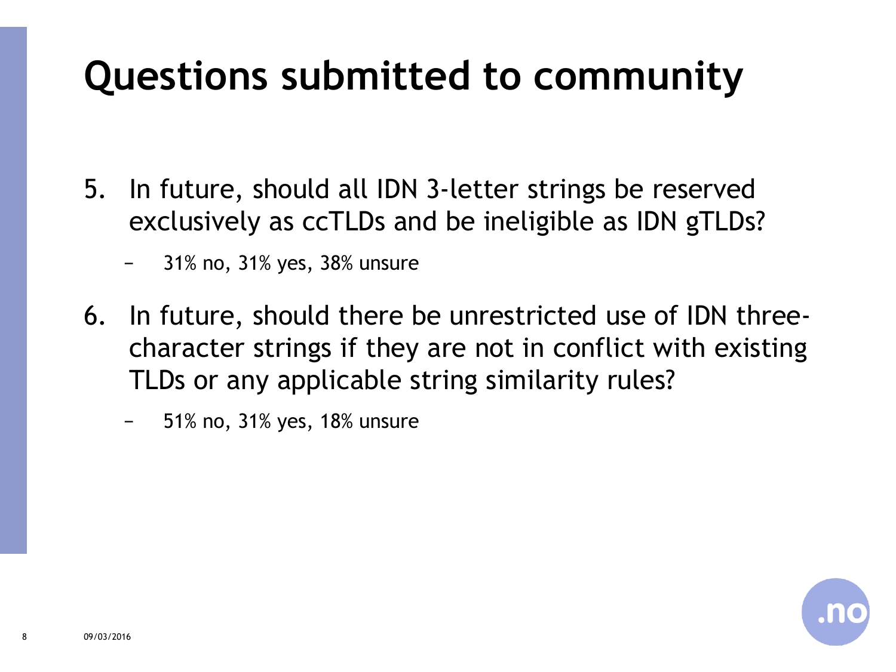# Questions submitted to community

5. In future, should all IDN 3-letter strings be reserved exclusively as ccTLDs and be ineligible as IDN gTLDs?
   - 31% no, 31% yes, 38% unsure
6. In future, should there be unrestricted use of IDN three-character strings if they are not in conflict with existing TLDs or any applicable string similarity rules?
   - 51% no, 31% yes, 18% unsure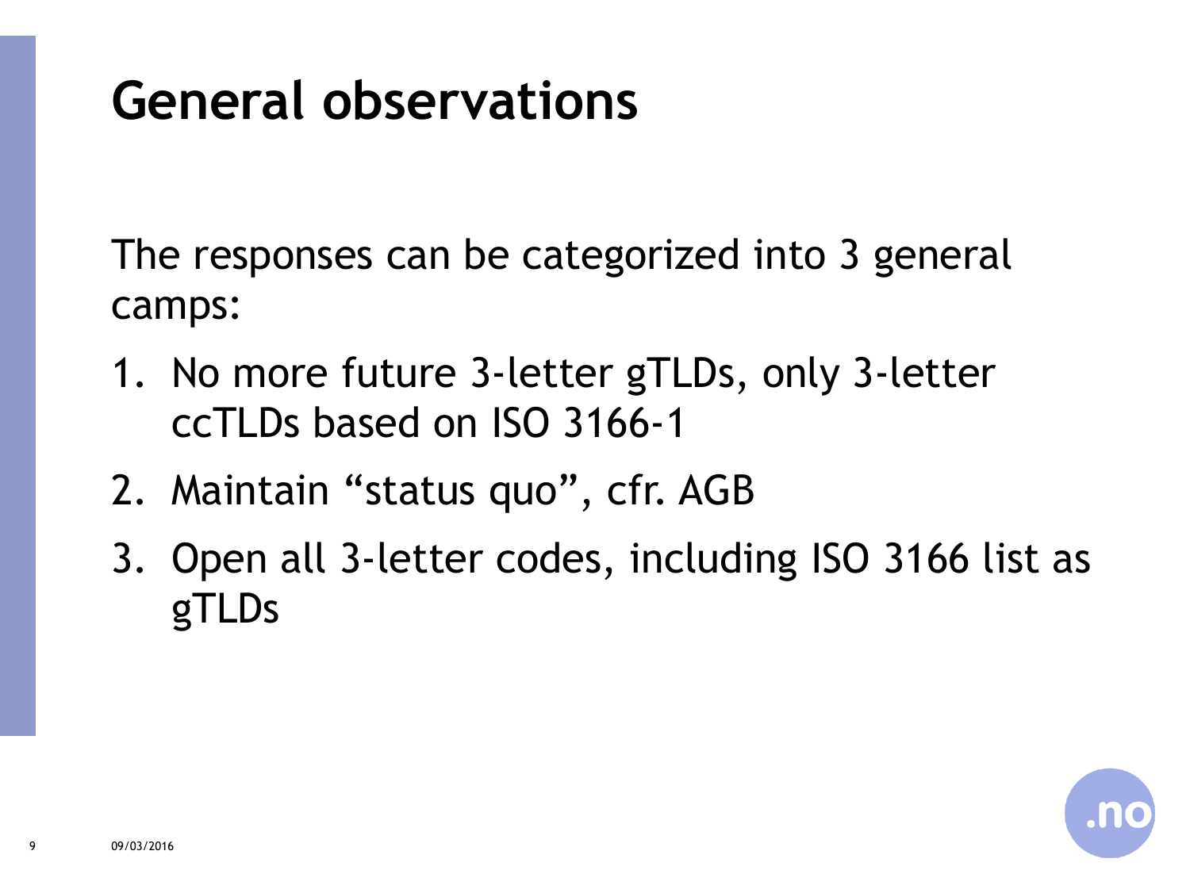# General observations

The responses can be categorized into 3 general camps:

1. No more future 3-letter gTLDs, only 3-letter ccTLDs based on ISO 3166-1
2. Maintain “status quo”, cfr. AGB
3. Open all 3-letter codes, including ISO 3166 list as gTLDs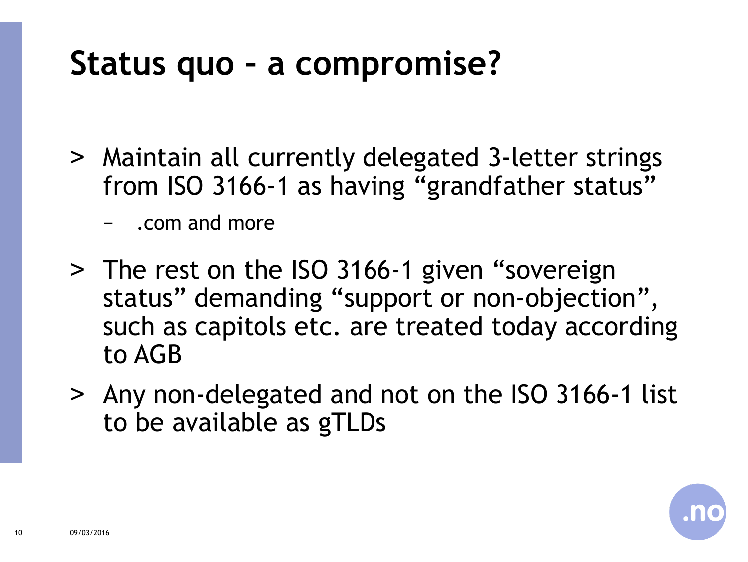# Status quo – a compromise?

- Maintain all currently delegated 3-letter strings from ISO 3166-1 as having “grandfather status”
  - .com and more
- The rest on the ISO 3166-1 given “sovereign status” demanding “support or non-objection”, such as capitols etc. are treated today according to AGB
- Any non-delegated and not on the ISO 3166-1 list to be available as gTLDs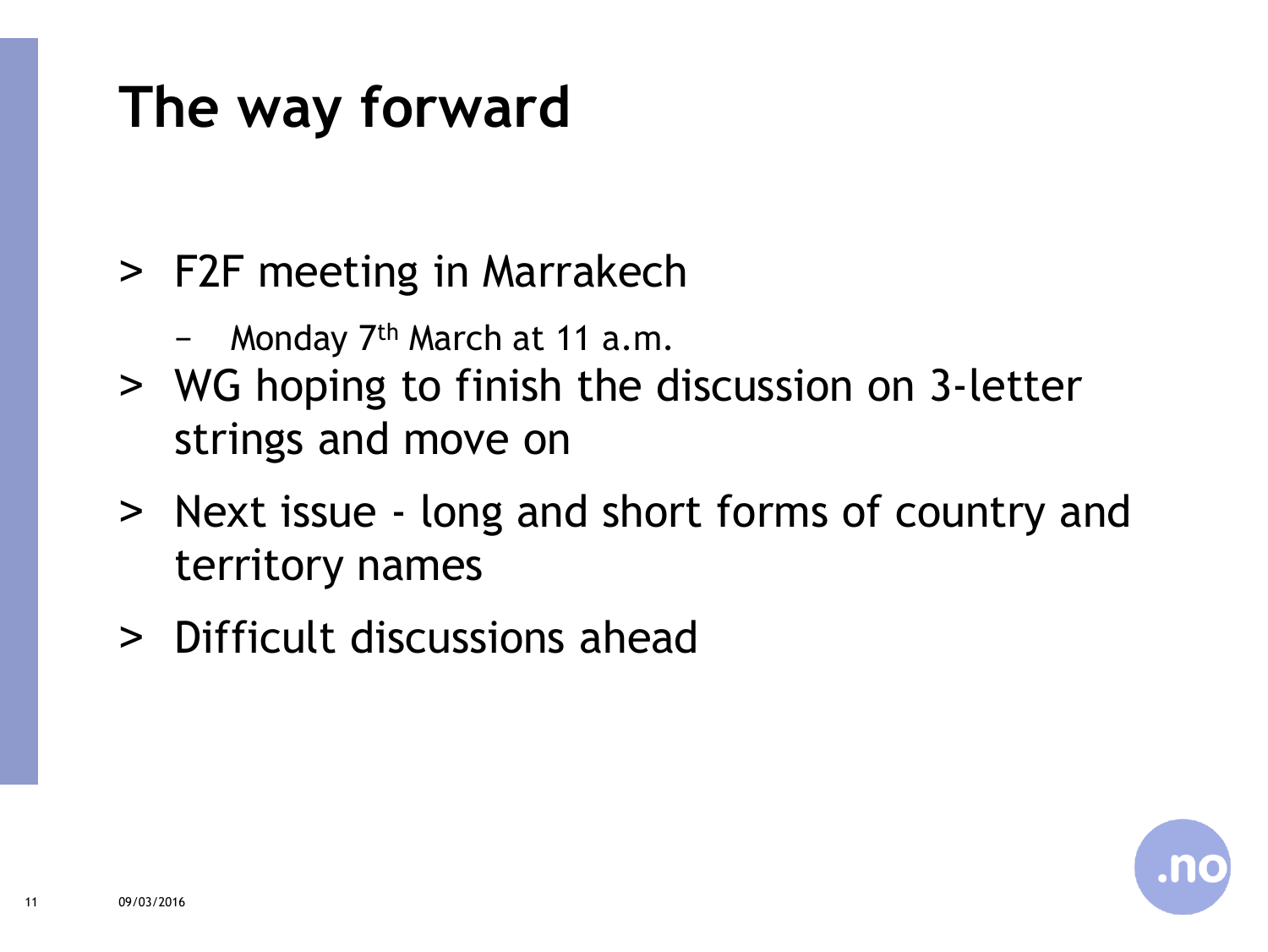# The way forward

- F2F meeting in Marrakech
  - Monday 7th March at 11 a.m.
- WG hoping to finish the discussion on 3-letter strings and move on
- Next issue - long and short forms of country and territory names
- Difficult discussions ahead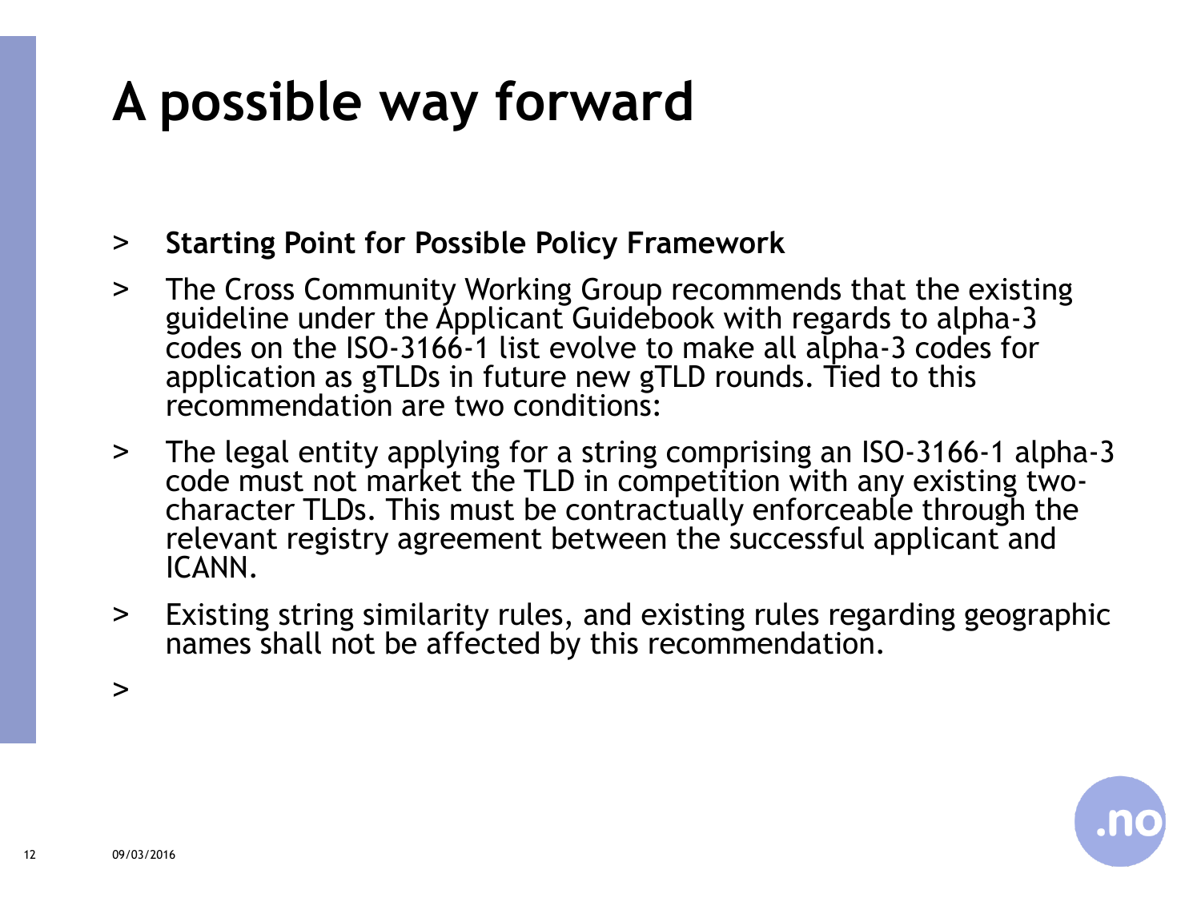# A possible way forward

- **Starting Point for Possible Policy Framework**
- The Cross Community Working Group recommends that the existing guideline under the Applicant Guidebook with regards to alpha-3 codes on the ISO-3166-1 list evolve to make all alpha-3 codes for application as gTLDs in future new gTLD rounds. Tied to this recommendation are two conditions:
- The legal entity applying for a string comprising an ISO-3166-1 alpha-3 code must not market the TLD in competition with any existing two-character TLDs. This must be contractually enforceable through the relevant registry agreement between the successful applicant and ICANN.
- Existing string similarity rules, and existing rules regarding geographic names shall not be affected by this recommendation.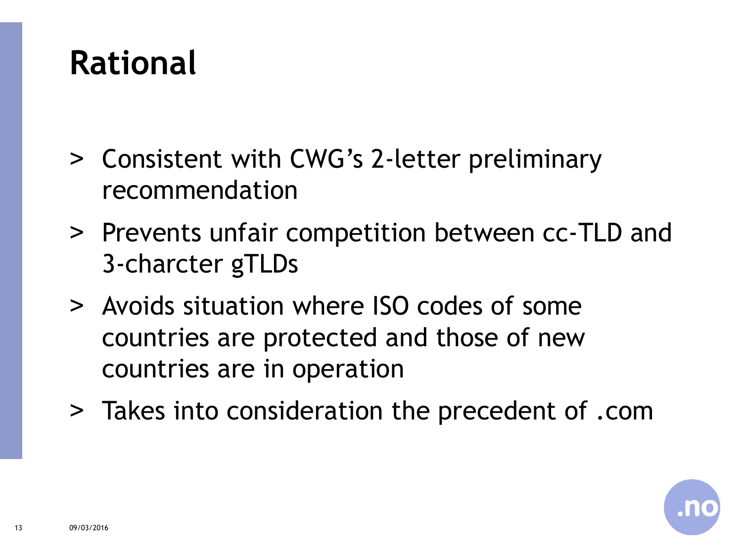# Rational

- Consistent with CWG's 2-letter preliminary recommendation
- Prevents unfair competition between cc-TLD and 3-charcter gTLDs
- Avoids situation where ISO codes of some countries are protected and those of new countries are in operation
- Takes into consideration the precedent of .com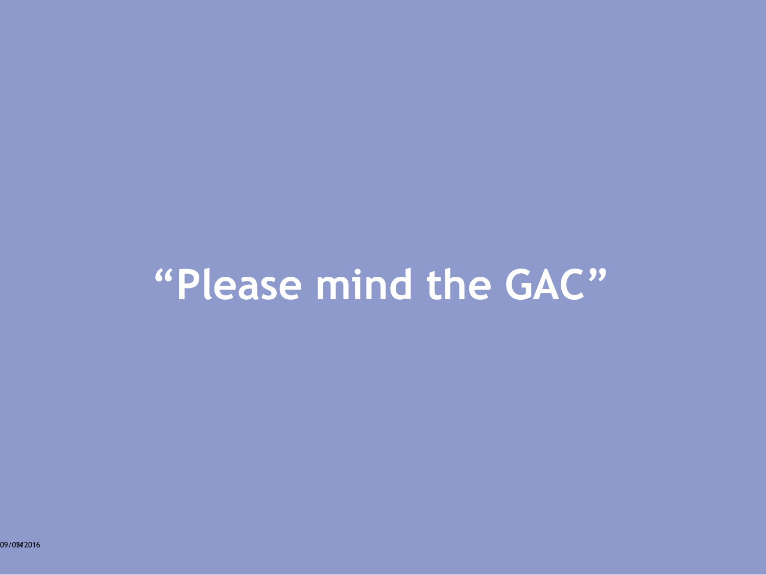# “Please mind the GAC”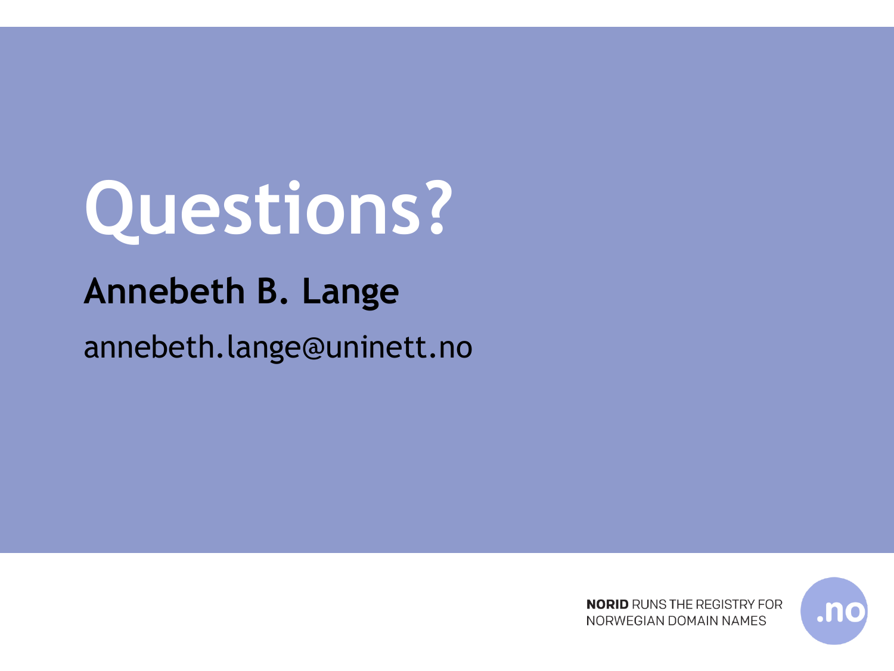# Questions?

**Annebeth B. Lange**

annebeth.lange@uninett.no

**NORID** RUNS THE REGISTRY FOR NORWEGIAN DOMAIN NAMES

.no